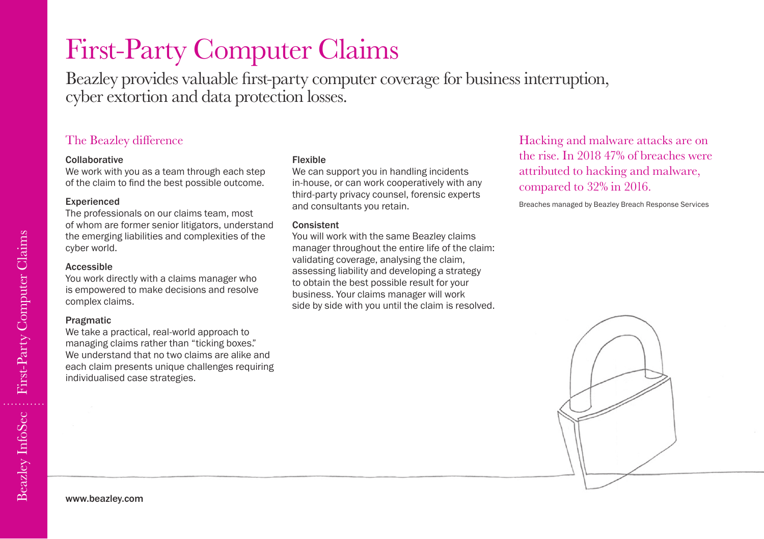# First-Party Computer Claims

Beazley provides valuable first-party computer coverage for business interruption, cyber extortion and data protection losses.

## The Beazley difference

**Collaborative**
We work with you as a team through each step of the claim to find the best possible outcome.

**Experienced**
The professionals on our claims team, most of whom are former senior litigators, understand the emerging liabilities and complexities of the cyber world.

**Accessible**
You work directly with a claims manager who is empowered to make decisions and resolve complex claims.

**Pragmatic**
We take a practical, real-world approach to managing claims rather than "ticking boxes." We understand that no two claims are alike and each claim presents unique challenges requiring individualised case strategies.

**Flexible**
We can support you in handling incidents in-house, or can work cooperatively with any third-party privacy counsel, forensic experts and consultants you retain.

**Consistent**
You will work with the same Beazley claims manager throughout the entire life of the claim: validating coverage, analysing the claim, assessing liability and developing a strategy to obtain the best possible result for your business. Your claims manager will work side by side with you until the claim is resolved.

Hacking and malware attacks are on the rise. In 2018 47% of breaches were attributed to hacking and malware, compared to 32% in 2016.

Breaches managed by Beazley Breach Response Services

www.beazley.com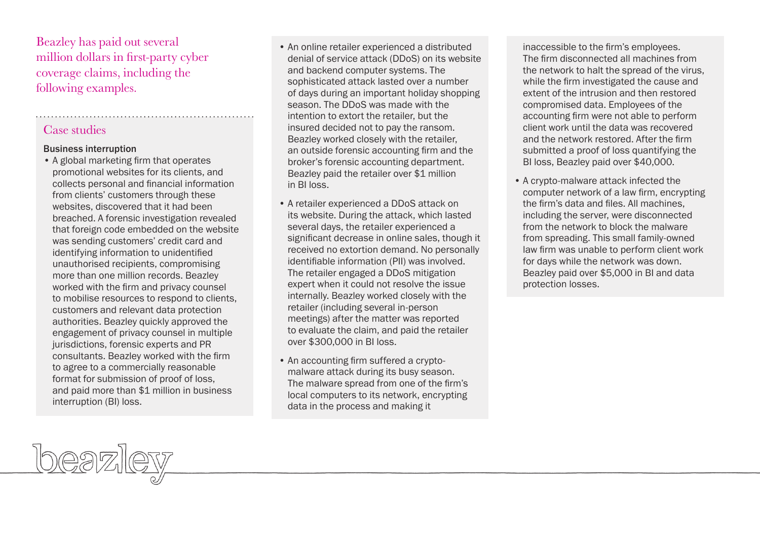Beazley has paid out several million dollars in first-party cyber coverage claims, including the following examples.

## Case studies

### Business interruption

- A global marketing firm that operates promotional websites for its clients, and collects personal and financial information from clients' customers through these websites, discovered that it had been breached. A forensic investigation revealed that foreign code embedded on the website was sending customers' credit card and identifying information to unidentified unauthorised recipients, compromising more than one million records. Beazley worked with the firm and privacy counsel to mobilise resources to respond to clients, customers and relevant data protection authorities. Beazley quickly approved the engagement of privacy counsel in multiple jurisdictions, forensic experts and PR consultants. Beazley worked with the firm to agree to a commercially reasonable format for submission of proof of loss, and paid more than $1 million in business interruption (BI) loss.
- An online retailer experienced a distributed denial of service attack (DDoS) on its website and backend computer systems. The sophisticated attack lasted over a number of days during an important holiday shopping season. The DDoS was made with the intention to extort the retailer, but the insured decided not to pay the ransom. Beazley worked closely with the retailer, an outside forensic accounting firm and the broker's forensic accounting department. Beazley paid the retailer over $1 million in BI loss.
- A retailer experienced a DDoS attack on its website. During the attack, which lasted several days, the retailer experienced a significant decrease in online sales, though it received no extortion demand. No personally identifiable information (PII) was involved. The retailer engaged a DDoS mitigation expert when it could not resolve the issue internally. Beazley worked closely with the retailer (including several in-person meetings) after the matter was reported to evaluate the claim, and paid the retailer over $300,000 in BI loss.
- An accounting firm suffered a crypto-malware attack during its busy season. The malware spread from one of the firm's local computers to its network, encrypting data in the process and making it inaccessible to the firm's employees. The firm disconnected all machines from the network to halt the spread of the virus, while the firm investigated the cause and extent of the intrusion and then restored compromised data. Employees of the accounting firm were not able to perform client work until the data was recovered and the network restored. After the firm submitted a proof of loss quantifying the BI loss, Beazley paid over $40,000.
- A crypto-malware attack infected the computer network of a law firm, encrypting the firm's data and files. All machines, including the server, were disconnected from the network to block the malware from spreading. This small family-owned law firm was unable to perform client work for days while the network was down. Beazley paid over $5,000 in BI and data protection losses.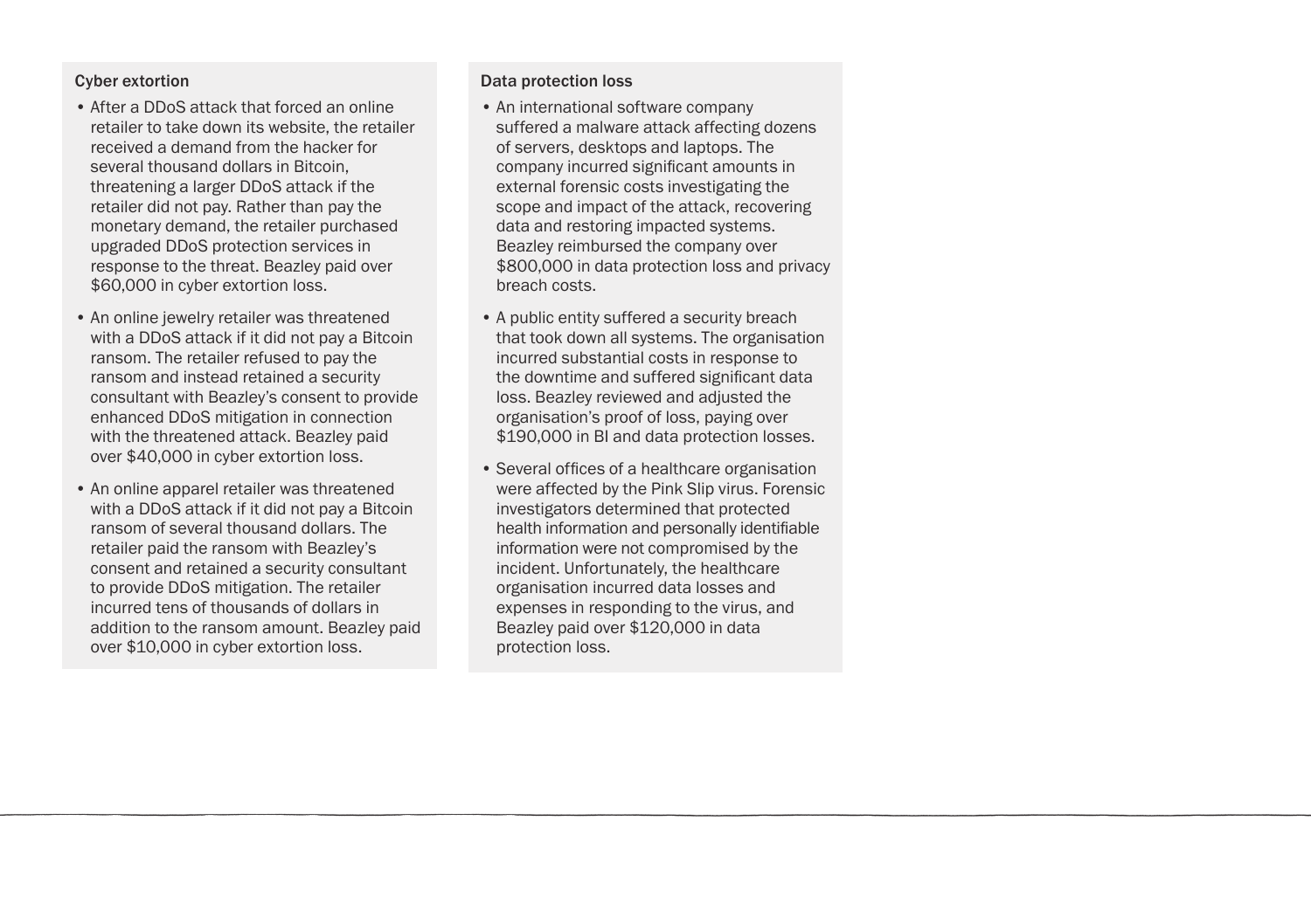### Cyber extortion

- After a DDoS attack that forced an online retailer to take down its website, the retailer received a demand from the hacker for several thousand dollars in Bitcoin, threatening a larger DDoS attack if the retailer did not pay. Rather than pay the monetary demand, the retailer purchased upgraded DDoS protection services in response to the threat. Beazley paid over $60,000 in cyber extortion loss.
- An online jewelry retailer was threatened with a DDoS attack if it did not pay a Bitcoin ransom. The retailer refused to pay the ransom and instead retained a security consultant with Beazley's consent to provide enhanced DDoS mitigation in connection with the threatened attack. Beazley paid over $40,000 in cyber extortion loss.
- An online apparel retailer was threatened with a DDoS attack if it did not pay a Bitcoin ransom of several thousand dollars. The retailer paid the ransom with Beazley's consent and retained a security consultant to provide DDoS mitigation. The retailer incurred tens of thousands of dollars in addition to the ransom amount. Beazley paid over $10,000 in cyber extortion loss.

### Data protection loss

- An international software company suffered a malware attack affecting dozens of servers, desktops and laptops. The company incurred significant amounts in external forensic costs investigating the scope and impact of the attack, recovering data and restoring impacted systems. Beazley reimbursed the company over $800,000 in data protection loss and privacy breach costs.
- A public entity suffered a security breach that took down all systems. The organisation incurred substantial costs in response to the downtime and suffered significant data loss. Beazley reviewed and adjusted the organisation's proof of loss, paying over $190,000 in BI and data protection losses.
- Several offices of a healthcare organisation were affected by the Pink Slip virus. Forensic investigators determined that protected health information and personally identifiable information were not compromised by the incident. Unfortunately, the healthcare organisation incurred data losses and expenses in responding to the virus, and Beazley paid over $120,000 in data protection loss.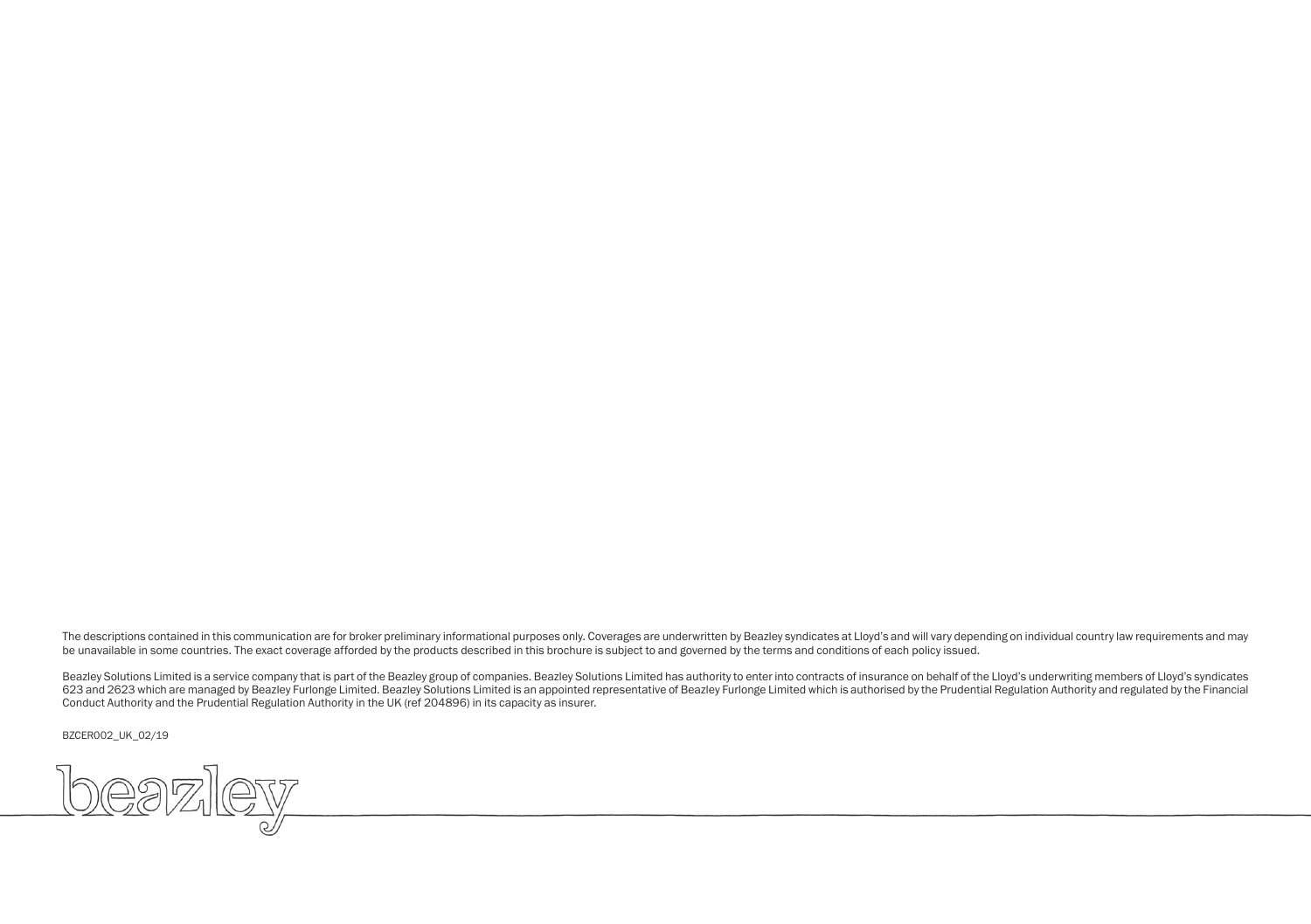The descriptions contained in this communication are for broker preliminary informational purposes only. Coverages are underwritten by Beazley syndicates at Lloyd's and will vary depending on individual country law requirements and may be unavailable in some countries. The exact coverage afforded by the products described in this brochure is subject to and governed by the terms and conditions of each policy issued.

Beazley Solutions Limited is a service company that is part of the Beazley group of companies. Beazley Solutions Limited has authority to enter into contracts of insurance on behalf of the Lloyd's underwriting members of Lloyd's syndicates 623 and 2623 which are managed by Beazley Furlonge Limited. Beazley Solutions Limited is an appointed representative of Beazley Furlonge Limited which is authorised by the Prudential Regulation Authority and regulated by the Financial Conduct Authority and the Prudential Regulation Authority in the UK (ref 204896) in its capacity as insurer.

BZCER002_UK_02/19

beazley